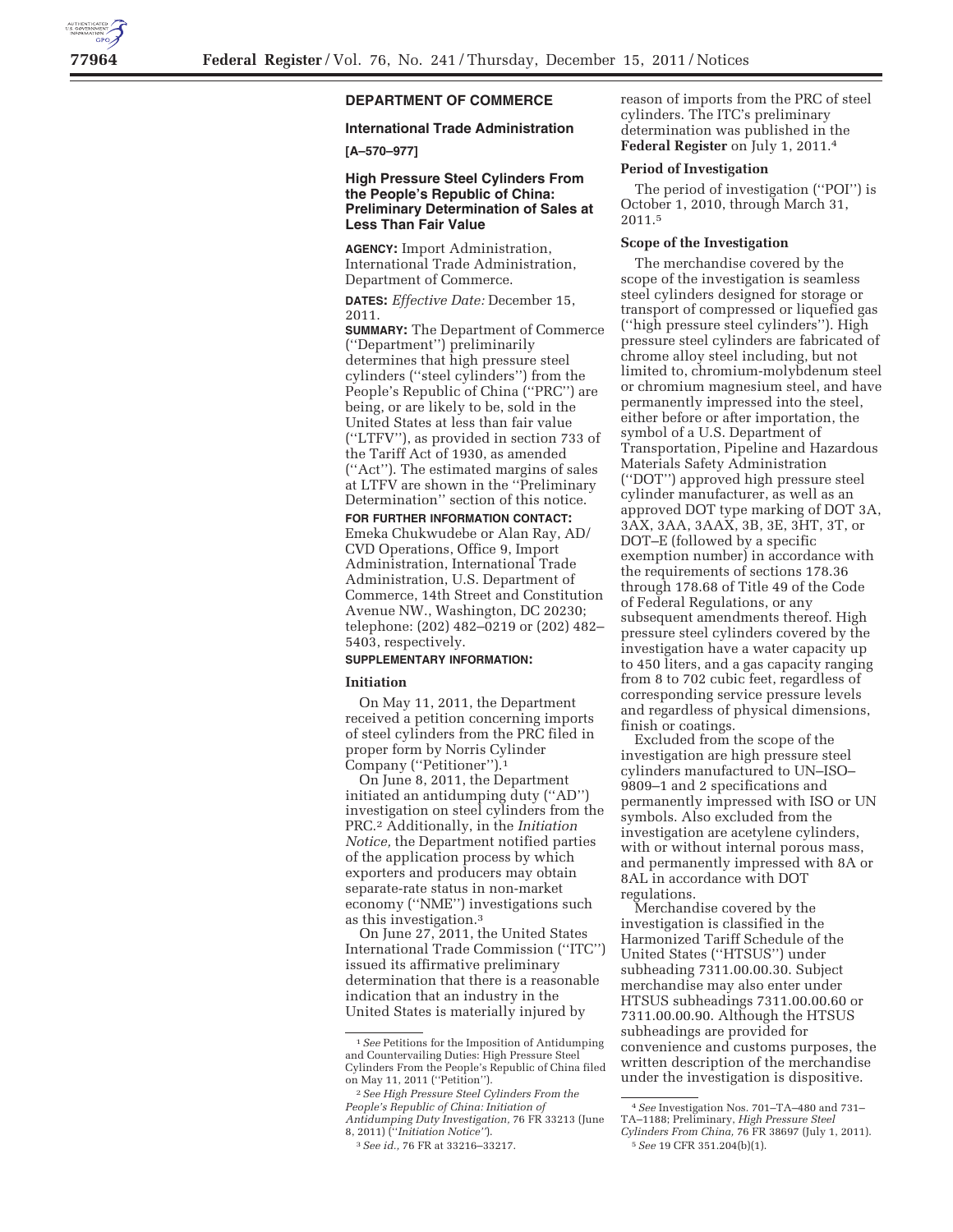## DEPARTMENT OF COMMERCE

### International Trade Administration

**[A–570–977]**

### High Pressure Steel Cylinders From the People's Republic of China: Preliminary Determination of Sales at Less Than Fair Value

**AGENCY:** Import Administration, International Trade Administration, Department of Commerce.

**DATES:** *Effective Date:* December 15, 2011.

**SUMMARY:** The Department of Commerce (''Department'') preliminarily determines that high pressure steel cylinders (''steel cylinders'') from the People's Republic of China (''PRC'') are being, or are likely to be, sold in the United States at less than fair value (''LTFV''), as provided in section 733 of the Tariff Act of 1930, as amended (''Act''). The estimated margins of sales at LTFV are shown in the ''Preliminary Determination'' section of this notice.

**FOR FURTHER INFORMATION CONTACT:** Emeka Chukwudebe or Alan Ray, AD/CVD Operations, Office 9, Import Administration, International Trade Administration, U.S. Department of Commerce, 14th Street and Constitution Avenue NW., Washington, DC 20230; telephone: (202) 482–0219 or (202) 482–5403, respectively.

**SUPPLEMENTARY INFORMATION:**

#### Initiation

On May 11, 2011, the Department received a petition concerning imports of steel cylinders from the PRC filed in proper form by Norris Cylinder Company (''Petitioner'').[1]

On June 8, 2011, the Department initiated an antidumping duty (''AD'') investigation on steel cylinders from the PRC.[2] Additionally, in the *Initiation Notice,* the Department notified parties of the application process by which exporters and producers may obtain separate-rate status in non-market economy (''NME'') investigations such as this investigation.[3]

On June 27, 2011, the United States International Trade Commission (''ITC'') issued its affirmative preliminary determination that there is a reasonable indication that an industry in the United States is materially injured by reason of imports from the PRC of steel cylinders. The ITC's preliminary determination was published in the **Federal Register** on July 1, 2011.[4]

#### Period of Investigation

The period of investigation (''POI'') is October 1, 2010, through March 31, 2011.[5]

#### Scope of the Investigation

The merchandise covered by the scope of the investigation is seamless steel cylinders designed for storage or transport of compressed or liquefied gas (''high pressure steel cylinders''). High pressure steel cylinders are fabricated of chrome alloy steel including, but not limited to, chromium-molybdenum steel or chromium magnesium steel, and have permanently impressed into the steel, either before or after importation, the symbol of a U.S. Department of Transportation, Pipeline and Hazardous Materials Safety Administration (''DOT'') approved high pressure steel cylinder manufacturer, as well as an approved DOT type marking of DOT 3A, 3AX, 3AA, 3AAX, 3B, 3E, 3HT, 3T, or DOT–E (followed by a specific exemption number) in accordance with the requirements of sections 178.36 through 178.68 of Title 49 of the Code of Federal Regulations, or any subsequent amendments thereof. High pressure steel cylinders covered by the investigation have a water capacity up to 450 liters, and a gas capacity ranging from 8 to 702 cubic feet, regardless of corresponding service pressure levels and regardless of physical dimensions, finish or coatings.

Excluded from the scope of the investigation are high pressure steel cylinders manufactured to UN–ISO–9809–1 and 2 specifications and permanently impressed with ISO or UN symbols. Also excluded from the investigation are acetylene cylinders, with or without internal porous mass, and permanently impressed with 8A or 8AL in accordance with DOT regulations.

Merchandise covered by the investigation is classified in the Harmonized Tariff Schedule of the United States (''HTSUS'') under subheading 7311.00.00.30. Subject merchandise may also enter under HTSUS subheadings 7311.00.00.60 or 7311.00.00.90. Although the HTSUS subheadings are provided for convenience and customs purposes, the written description of the merchandise under the investigation is dispositive.

---

[1] *See* Petitions for the Imposition of Antidumping and Countervailing Duties: High Pressure Steel Cylinders From the People's Republic of China filed on May 11, 2011 (''Petition'').

[2] *See High Pressure Steel Cylinders From the People's Republic of China: Initiation of Antidumping Duty Investigation,* 76 FR 33213 (June 8, 2011) (''*Initiation Notice*'').

[3] *See id.,* 76 FR at 33216–33217.

[4] *See* Investigation Nos. 701–TA–480 and 731–TA–1188; Preliminary, *High Pressure Steel Cylinders From China,* 76 FR 38697 (July 1, 2011).

[5] *See* 19 CFR 351.204(b)(1).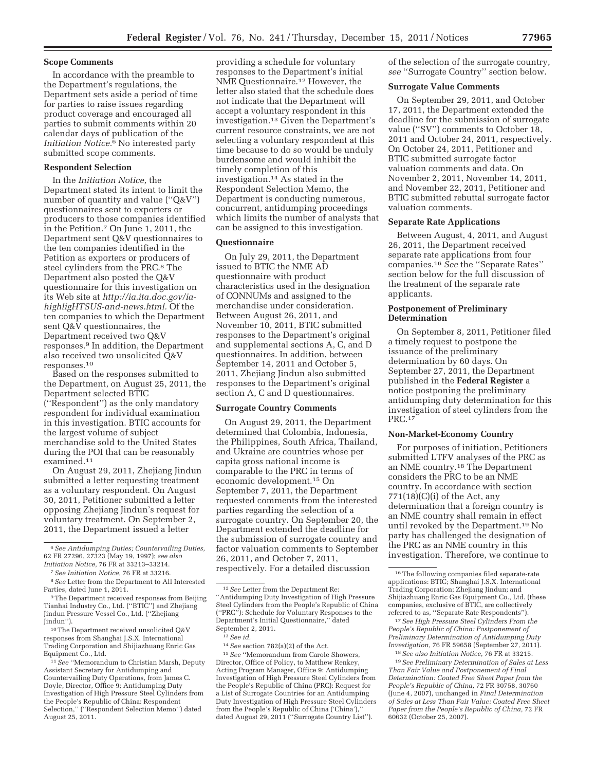## Scope Comments

In accordance with the preamble to the Department's regulations, the Department sets aside a period of time for parties to raise issues regarding product coverage and encouraged all parties to submit comments within 20 calendar days of publication of the *Initiation Notice*.[6] No interested party submitted scope comments.

## Respondent Selection

In the *Initiation Notice,* the Department stated its intent to limit the number of quantity and value (''Q&V'') questionnaires sent to exporters or producers to those companies identified in the Petition.[7] On June 1, 2011, the Department sent Q&V questionnaires to the ten companies identified in the Petition as exporters or producers of steel cylinders from the PRC.[8] The Department also posted the Q&V questionnaire for this investigation on its Web site at *http://ia.ita.doc.gov/ia-highligHTSUS-and-news.html.* Of the ten companies to which the Department sent Q&V questionnaires, the Department received two Q&V responses.[9] In addition, the Department also received two unsolicited Q&V responses.[10]

Based on the responses submitted to the Department, on August 25, 2011, the Department selected BTIC (''Respondent'') as the only mandatory respondent for individual examination in this investigation. BTIC accounts for the largest volume of subject merchandise sold to the United States during the POI that can be reasonably examined.[11]

On August 29, 2011, Zhejiang Jindun submitted a letter requesting treatment as a voluntary respondent. On August 30, 2011, Petitioner submitted a letter opposing Zhejiang Jindun's request for voluntary treatment. On September 2, 2011, the Department issued a letter providing a schedule for voluntary responses to the Department's initial NME Questionnaire.[12] However, the letter also stated that the schedule does not indicate that the Department will accept a voluntary respondent in this investigation.[13] Given the Department's current resource constraints, we are not selecting a voluntary respondent at this time because to do so would be unduly burdensome and would inhibit the timely completion of this investigation.[14] As stated in the Respondent Selection Memo, the Department is conducting numerous, concurrent, antidumping proceedings which limits the number of analysts that can be assigned to this investigation.

## Questionnaire

On July 29, 2011, the Department issued to BTIC the NME AD questionnaire with product characteristics used in the designation of CONNUMs and assigned to the merchandise under consideration. Between August 26, 2011, and November 10, 2011, BTIC submitted responses to the Department's original and supplemental sections A, C, and D questionnaires. In addition, between September 14, 2011 and October 5, 2011, Zhejiang Jindun also submitted responses to the Department's original section A, C and D questionnaires.

## Surrogate Country Comments

On August 29, 2011, the Department determined that Colombia, Indonesia, the Philippines, South Africa, Thailand, and Ukraine are countries whose per capita gross national income is comparable to the PRC in terms of economic development.[15] On September 7, 2011, the Department requested comments from the interested parties regarding the selection of a surrogate country. On September 20, the Department extended the deadline for the submission of surrogate country and factor valuation comments to September 26, 2011, and October 7, 2011, respectively. For a detailed discussion of the selection of the surrogate country, *see* ''Surrogate Country'' section below.

## Surrogate Value Comments

On September 29, 2011, and October 17, 2011, the Department extended the deadline for the submission of surrogate value (''SV'') comments to October 18, 2011 and October 24, 2011, respectively. On October 24, 2011, Petitioner and BTIC submitted surrogate factor valuation comments and data. On November 2, 2011, November 14, 2011, and November 22, 2011, Petitioner and BTIC submitted rebuttal surrogate factor valuation comments.

## Separate Rate Applications

Between August 4, 2011, and August 26, 2011, the Department received separate rate applications from four companies.[16] *See* the ''Separate Rates'' section below for the full discussion of the treatment of the separate rate applicants.

## Postponement of Preliminary Determination

On September 8, 2011, Petitioner filed a timely request to postpone the issuance of the preliminary determination by 60 days. On September 27, 2011, the Department published in the **Federal Register** a notice postponing the preliminary antidumping duty determination for this investigation of steel cylinders from the PRC.[17]

## Non-Market-Economy Country

For purposes of initiation, Petitioners submitted LTFV analyses of the PRC as an NME country.[18] The Department considers the PRC to be an NME country. In accordance with section 771(18)(C)(i) of the Act, any determination that a foreign country is an NME country shall remain in effect until revoked by the Department.[19] No party has challenged the designation of the PRC as an NME country in this investigation. Therefore, we continue to

---

[6] *See Antidumping Duties; Countervailing Duties,* 62 FR 27296, 27323 (May 19, 1997); *see also Initiation Notice,* 76 FR at 33213–33214.

[7] *See Initiation Notice,* 76 FR at 33216.

[8] *See* Letter from the Department to All Interested Parties, dated June 1, 2011.

[9] The Department received responses from Beijing Tianhai Industry Co., Ltd. (''BTIC'') and Zhejiang Jindun Pressure Vessel Co., Ltd. (''Zhejiang Jindun'').

[10] The Department received unsolicited Q&V responses from Shanghai J.S.X. International Trading Corporation and Shijiazhuang Enric Gas Equipment Co., Ltd.

[11] *See* ''Memorandum to Christian Marsh, Deputy Assistant Secretary for Antidumping and Countervailing Duty Operations, from James C. Doyle, Director, Office 9; Antidumping Duty Investigation of High Pressure Steel Cylinders from the People's Republic of China: Respondent Selection,'' (''Respondent Selection Memo'') dated August 25, 2011.

[12] *See* Letter from the Department Re: ''Antidumping Duty Investigation of High Pressure Steel Cylinders from the People's Republic of China (''PRC''): Schedule for Voluntary Responses to the Department's Initial Questionnaire,'' dated September 2, 2011.

[13] *See id.*

[14] *See* section 782(a)(2) of the Act.

[15] *See* ''Memorandum from Carole Showers, Director, Office of Policy, to Matthew Renkey, Acting Program Manager, Office 9: Antidumping Investigation of High Pressure Steel Cylinders from the People's Republic of China (PRC): Request for a List of Surrogate Countries for an Antidumping Duty Investigation of High Pressure Steel Cylinders from the People's Republic of China ('China'),'' dated August 29, 2011 (''Surrogate Country List'').

[16] The following companies filed separate-rate applications: BTIC; Shanghai J.S.X. International Trading Corporation; Zhejiang Jindun; and Shijiazhuang Enric Gas Equipment Co., Ltd. (these companies, exclusive of BTIC, are collectively referred to as, ''Separate Rate Respondents'').

[17] *See High Pressure Steel Cylinders From the People's Republic of China: Postponement of Preliminary Determination of Antidumping Duty Investigation,* 76 FR 59658 (September 27, 2011).

[18] *See also Initiation Notice,* 76 FR at 33215.

[19] *See Preliminary Determination of Sales at Less Than Fair Value and Postponement of Final Determination: Coated Free Sheet Paper from the People's Republic of China,* 72 FR 30758, 30760 (June 4, 2007), unchanged in *Final Determination of Sales at Less Than Fair Value: Coated Free Sheet Paper from the People's Republic of China,* 72 FR 60632 (October 25, 2007).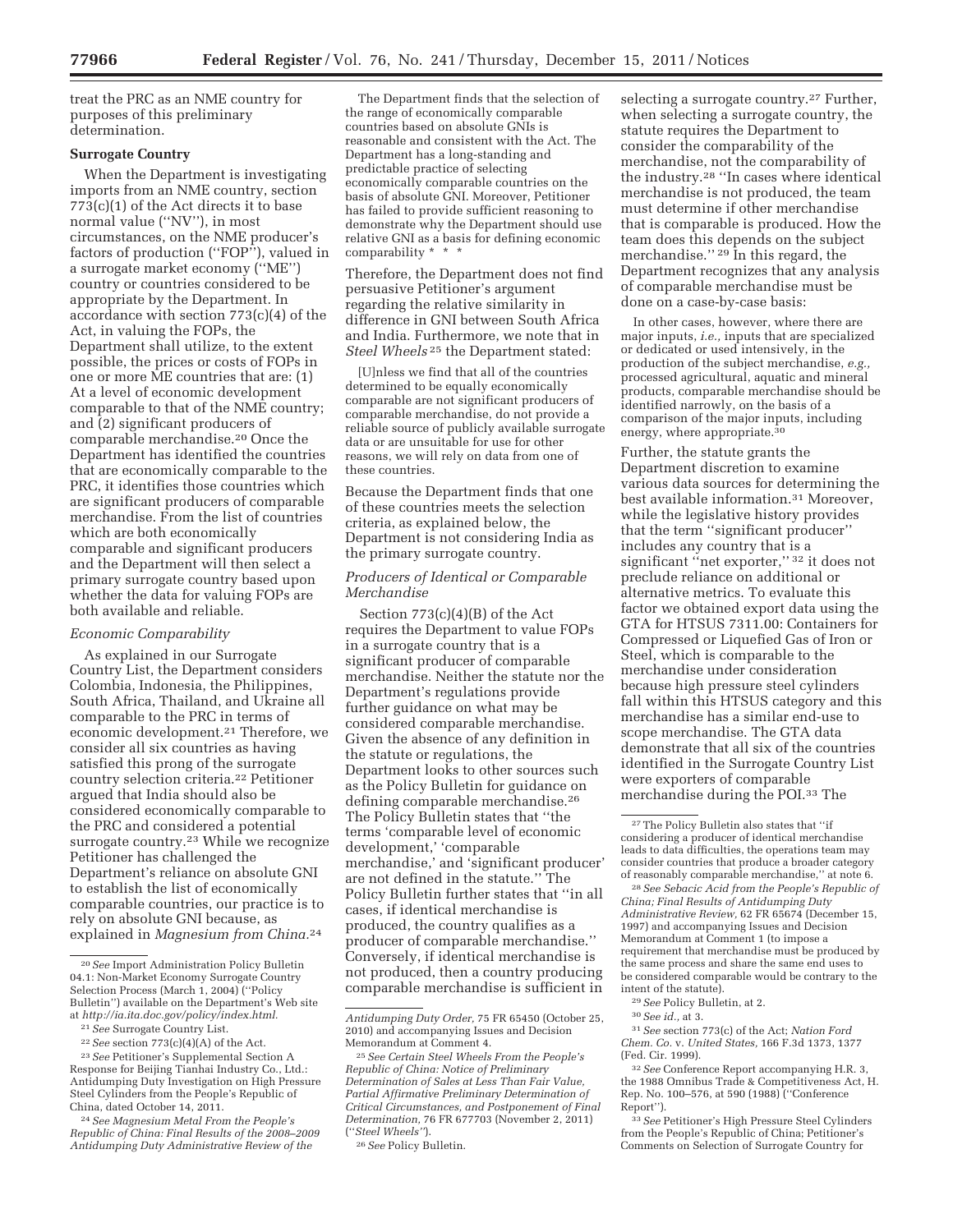treat the PRC as an NME country for purposes of this preliminary determination.

**Surrogate Country**

When the Department is investigating imports from an NME country, section 773(c)(1) of the Act directs it to base normal value (''NV''), in most circumstances, on the NME producer's factors of production (''FOP''), valued in a surrogate market economy (''ME'') country or countries considered to be appropriate by the Department. In accordance with section 773(c)(4) of the Act, in valuing the FOPs, the Department shall utilize, to the extent possible, the prices or costs of FOPs in one or more ME countries that are: (1) At a level of economic development comparable to that of the NME country; and (2) significant producers of comparable merchandise.[20] Once the Department has identified the countries that are economically comparable to the PRC, it identifies those countries which are significant producers of comparable merchandise. From the list of countries which are both economically comparable and significant producers and the Department will then select a primary surrogate country based upon whether the data for valuing FOPs are both available and reliable.

*Economic Comparability*

As explained in our Surrogate Country List, the Department considers Colombia, Indonesia, the Philippines, South Africa, Thailand, and Ukraine all comparable to the PRC in terms of economic development.[21] Therefore, we consider all six countries as having satisfied this prong of the surrogate country selection criteria.[22] Petitioner argued that India should also be considered economically comparable to the PRC and considered a potential surrogate country.[23] While we recognize Petitioner has challenged the Department's reliance on absolute GNI to establish the list of economically comparable countries, our practice is to rely on absolute GNI because, as explained in *Magnesium from China*.[24]

> The Department finds that the selection of the range of economically comparable countries based on absolute GNIs is reasonable and consistent with the Act. The Department has a long-standing and predictable practice of selecting economically comparable countries on the basis of absolute GNI. Moreover, Petitioner has failed to provide sufficient reasoning to demonstrate why the Department should use relative GNI as a basis for defining economic comparability * * *

Therefore, the Department does not find persuasive Petitioner's argument regarding the relative similarity in difference in GNI between South Africa and India. Furthermore, we note that in *Steel Wheels*[25] the Department stated:

> [U]nless we find that all of the countries determined to be equally economically comparable are not significant producers of comparable merchandise, do not provide a reliable source of publicly available surrogate data or are unsuitable for use for other reasons, we will rely on data from one of these countries.

Because the Department finds that one of these countries meets the selection criteria, as explained below, the Department is not considering India as the primary surrogate country.

*Producers of Identical or Comparable Merchandise*

Section 773(c)(4)(B) of the Act requires the Department to value FOPs in a surrogate country that is a significant producer of comparable merchandise. Neither the statute nor the Department's regulations provide further guidance on what may be considered comparable merchandise. Given the absence of any definition in the statute or regulations, the Department looks to other sources such as the Policy Bulletin for guidance on defining comparable merchandise.[26] The Policy Bulletin states that ''the terms 'comparable level of economic development,' 'comparable merchandise,' and 'significant producer' are not defined in the statute.'' The Policy Bulletin further states that ''in all cases, if identical merchandise is produced, the country qualifies as a producer of comparable merchandise.'' Conversely, if identical merchandise is not produced, then a country producing comparable merchandise is sufficient in selecting a surrogate country.[27] Further, when selecting a surrogate country, the statute requires the Department to consider the comparability of the merchandise, not the comparability of the industry.[28] ''In cases where identical merchandise is not produced, the team must determine if other merchandise that is comparable is produced. How the team does this depends on the subject merchandise.'' [29] In this regard, the Department recognizes that any analysis of comparable merchandise must be done on a case-by-case basis:

> In other cases, however, where there are major inputs, *i.e.,* inputs that are specialized or dedicated or used intensively, in the production of the subject merchandise, *e.g.,* processed agricultural, aquatic and mineral products, comparable merchandise should be identified narrowly, on the basis of a comparison of the major inputs, including energy, where appropriate.[30]

Further, the statute grants the Department discretion to examine various data sources for determining the best available information.[31] Moreover, while the legislative history provides that the term ''significant producer'' includes any country that is a significant ''net exporter,'' [32] it does not preclude reliance on additional or alternative metrics. To evaluate this factor we obtained export data using the GTA for HTSUS 7311.00: Containers for Compressed or Liquefied Gas of Iron or Steel, which is comparable to the merchandise under consideration because high pressure steel cylinders fall within this HTSUS category and this merchandise has a similar end-use to scope merchandise. The GTA data demonstrate that all six of the countries identified in the Surrogate Country List were exporters of comparable merchandise during the POI.[33] The

---

[20] *See* Import Administration Policy Bulletin 04.1: Non-Market Economy Surrogate Country Selection Process (March 1, 2004) (''Policy Bulletin'') available on the Department's Web site at *http://ia.ita.doc.gov/policy/index.html.*

[21] *See* Surrogate Country List.

[22] *See* section 773(c)(4)(A) of the Act.

[23] *See* Petitioner's Supplemental Section A Response for Beijing Tianhai Industry Co., Ltd.: Antidumping Duty Investigation on High Pressure Steel Cylinders from the People's Republic of China, dated October 14, 2011.

[24] *See Magnesium Metal From the People's Republic of China: Final Results of the 2008–2009 Antidumping Duty Administrative Review of the Antidumping Duty Order,* 75 FR 65450 (October 25, 2010) and accompanying Issues and Decision Memorandum at Comment 4.

[25] *See Certain Steel Wheels From the People's Republic of China: Notice of Preliminary Determination of Sales at Less Than Fair Value, Partial Affirmative Preliminary Determination of Critical Circumstances, and Postponement of Final Determination,* 76 FR 677703 (November 2, 2011) (''*Steel Wheels*'').

[26] *See* Policy Bulletin.

[27] The Policy Bulletin also states that ''if considering a producer of identical merchandise leads to data difficulties, the operations team may consider countries that produce a broader category of reasonably comparable merchandise,'' at note 6.

[28] *See Sebacic Acid from the People's Republic of China; Final Results of Antidumping Duty Administrative Review,* 62 FR 65674 (December 15, 1997) and accompanying Issues and Decision Memorandum at Comment 1 (to impose a requirement that merchandise must be produced by the same process and share the same end uses to be considered comparable would be contrary to the intent of the statute).

[29] *See* Policy Bulletin, at 2.

[30] *See id.,* at 3.

[31] *See* section 773(c) of the Act; *Nation Ford Chem. Co.* v. *United States,* 166 F.3d 1373, 1377 (Fed. Cir. 1999).

[32] *See* Conference Report accompanying H.R. 3, the 1988 Omnibus Trade & Competitiveness Act, H. Rep. No. 100–576, at 590 (1988) (''Conference Report'').

[33] *See* Petitioner's High Pressure Steel Cylinders from the People's Republic of China; Petitioner's Comments on Selection of Surrogate Country for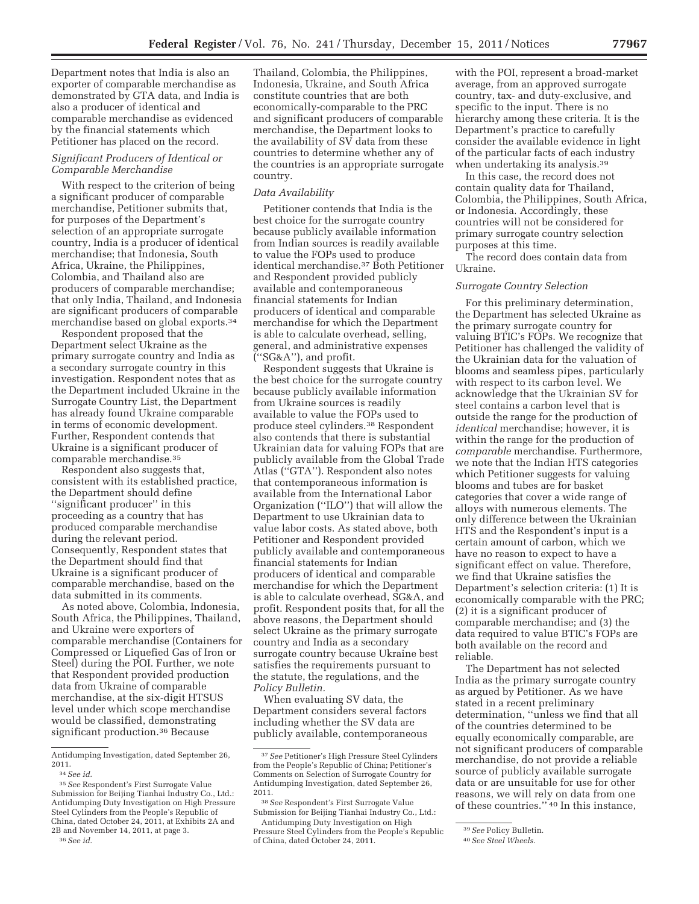Department notes that India is also an exporter of comparable merchandise as demonstrated by GTA data, and India is also a producer of identical and comparable merchandise as evidenced by the financial statements which Petitioner has placed on the record.

*Significant Producers of Identical or Comparable Merchandise*

With respect to the criterion of being a significant producer of comparable merchandise, Petitioner submits that, for purposes of the Department's selection of an appropriate surrogate country, India is a producer of identical merchandise; that Indonesia, South Africa, Ukraine, the Philippines, Colombia, and Thailand also are producers of comparable merchandise; that only India, Thailand, and Indonesia are significant producers of comparable merchandise based on global exports.[34]

Respondent proposed that the Department select Ukraine as the primary surrogate country and India as a secondary surrogate country in this investigation. Respondent notes that as the Department included Ukraine in the Surrogate Country List, the Department has already found Ukraine comparable in terms of economic development. Further, Respondent contends that Ukraine is a significant producer of comparable merchandise.[35]

Respondent also suggests that, consistent with its established practice, the Department should define ''significant producer'' in this proceeding as a country that has produced comparable merchandise during the relevant period. Consequently, Respondent states that the Department should find that Ukraine is a significant producer of comparable merchandise, based on the data submitted in its comments.

As noted above, Colombia, Indonesia, South Africa, the Philippines, Thailand, and Ukraine were exporters of comparable merchandise (Containers for Compressed or Liquefied Gas of Iron or Steel) during the POI. Further, we note that Respondent provided production data from Ukraine of comparable merchandise, at the six-digit HTSUS level under which scope merchandise would be classified, demonstrating significant production.[36] Because Thailand, Colombia, the Philippines, Indonesia, Ukraine, and South Africa constitute countries that are both economically-comparable to the PRC and significant producers of comparable merchandise, the Department looks to the availability of SV data from these countries to determine whether any of the countries is an appropriate surrogate country.

*Data Availability*

Petitioner contends that India is the best choice for the surrogate country because publicly available information from Indian sources is readily available to value the FOPs used to produce identical merchandise.[37] Both Petitioner and Respondent provided publicly available and contemporaneous financial statements for Indian producers of identical and comparable merchandise for which the Department is able to calculate overhead, selling, general, and administrative expenses (''SG&A''), and profit.

Respondent suggests that Ukraine is the best choice for the surrogate country because publicly available information from Ukraine sources is readily available to value the FOPs used to produce steel cylinders.[38] Respondent also contends that there is substantial Ukrainian data for valuing FOPs that are publicly available from the Global Trade Atlas (''GTA''). Respondent also notes that contemporaneous information is available from the International Labor Organization (''ILO'') that will allow the Department to use Ukrainian data to value labor costs. As stated above, both Petitioner and Respondent provided publicly available and contemporaneous financial statements for Indian producers of identical and comparable merchandise for which the Department is able to calculate overhead, SG&A, and profit. Respondent posits that, for all the above reasons, the Department should select Ukraine as the primary surrogate country and India as a secondary surrogate country because Ukraine best satisfies the requirements pursuant to the statute, the regulations, and the *Policy Bulletin.*

When evaluating SV data, the Department considers several factors including whether the SV data are publicly available, contemporaneous with the POI, represent a broad-market average, from an approved surrogate country, tax- and duty-exclusive, and specific to the input. There is no hierarchy among these criteria. It is the Department's practice to carefully consider the available evidence in light of the particular facts of each industry when undertaking its analysis.[39]

In this case, the record does not contain quality data for Thailand, Colombia, the Philippines, South Africa, or Indonesia. Accordingly, these countries will not be considered for primary surrogate country selection purposes at this time.

The record does contain data from Ukraine.

*Surrogate Country Selection*

For this preliminary determination, the Department has selected Ukraine as the primary surrogate country for valuing BTIC's FOPs. We recognize that Petitioner has challenged the validity of the Ukrainian data for the valuation of blooms and seamless pipes, particularly with respect to its carbon level. We acknowledge that the Ukrainian SV for steel contains a carbon level that is outside the range for the production of *identical* merchandise; however, it is within the range for the production of *comparable* merchandise. Furthermore, we note that the Indian HTS categories which Petitioner suggests for valuing blooms and tubes are for basket categories that cover a wide range of alloys with numerous elements. The only difference between the Ukrainian HTS and the Respondent's input is a certain amount of carbon, which we have no reason to expect to have a significant effect on value. Therefore, we find that Ukraine satisfies the Department's selection criteria: (1) It is economically comparable with the PRC; (2) it is a significant producer of comparable merchandise; and (3) the data required to value BTIC's FOPs are both available on the record and reliable.

The Department has not selected India as the primary surrogate country as argued by Petitioner. As we have stated in a recent preliminary determination, ''unless we find that all of the countries determined to be equally economically comparable, are not significant producers of comparable merchandise, do not provide a reliable source of publicly available surrogate data or are unsuitable for use for other reasons, we will rely on data from one of these countries.''[40] In this instance,

---

Antidumping Investigation, dated September 26, 2011.

[34] *See id.*

[35] *See* Respondent's First Surrogate Value Submission for Beijing Tianhai Industry Co., Ltd.: Antidumping Duty Investigation on High Pressure Steel Cylinders from the People's Republic of China, dated October 24, 2011, at Exhibits 2A and 2B and November 14, 2011, at page 3.

[36] *See id.*

[37] *See* Petitioner's High Pressure Steel Cylinders from the People's Republic of China; Petitioner's Comments on Selection of Surrogate Country for Antidumping Investigation, dated September 26, 2011.

[38] *See* Respondent's First Surrogate Value Submission for Beijing Tianhai Industry Co., Ltd.: Antidumping Duty Investigation on High Pressure Steel Cylinders from the People's Republic of China, dated October 24, 2011.

[39] *See* Policy Bulletin.

[40] *See Steel Wheels.*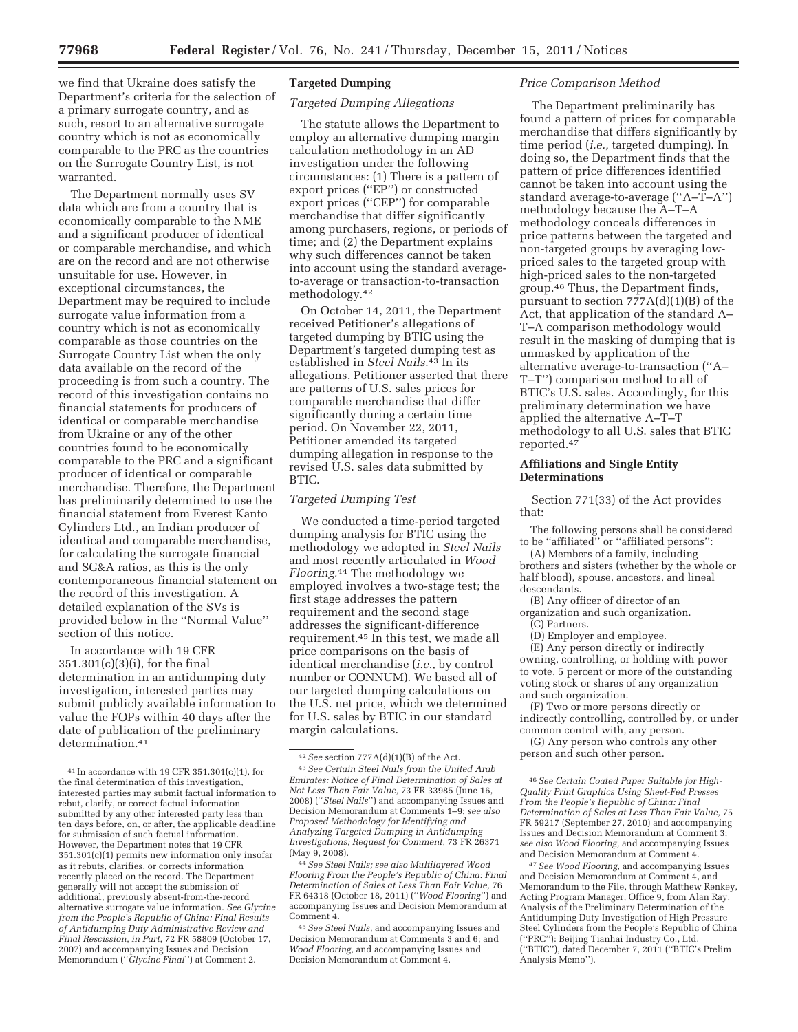we find that Ukraine does satisfy the Department's criteria for the selection of a primary surrogate country, and as such, resort to an alternative surrogate country which is not as economically comparable to the PRC as the countries on the Surrogate Country List, is not warranted.

The Department normally uses SV data which are from a country that is economically comparable to the NME and a significant producer of identical or comparable merchandise, and which are on the record and are not otherwise unsuitable for use. However, in exceptional circumstances, the Department may be required to include surrogate value information from a country which is not as economically comparable as those countries on the Surrogate Country List when the only data available on the record of the proceeding is from such a country. The record of this investigation contains no financial statements for producers of identical or comparable merchandise from Ukraine or any of the other countries found to be economically comparable to the PRC and a significant producer of identical or comparable merchandise. Therefore, the Department has preliminarily determined to use the financial statement from Everest Kanto Cylinders Ltd., an Indian producer of identical and comparable merchandise, for calculating the surrogate financial and SG&A ratios, as this is the only contemporaneous financial statement on the record of this investigation. A detailed explanation of the SVs is provided below in the ''Normal Value'' section of this notice.

In accordance with 19 CFR 351.301(c)(3)(i), for the final determination in an antidumping duty investigation, interested parties may submit publicly available information to value the FOPs within 40 days after the date of publication of the preliminary determination.[41]

## Targeted Dumping

### *Targeted Dumping Allegations*

The statute allows the Department to employ an alternative dumping margin calculation methodology in an AD investigation under the following circumstances: (1) There is a pattern of export prices (''EP'') or constructed export prices (''CEP'') for comparable merchandise that differ significantly among purchasers, regions, or periods of time; and (2) the Department explains why such differences cannot be taken into account using the standard average-to-average or transaction-to-transaction methodology.[42]

On October 14, 2011, the Department received Petitioner's allegations of targeted dumping by BTIC using the Department's targeted dumping test as established in *Steel Nails*.[43] In its allegations, Petitioner asserted that there are patterns of U.S. sales prices for comparable merchandise that differ significantly during a certain time period. On November 22, 2011, Petitioner amended its targeted dumping allegation in response to the revised U.S. sales data submitted by BTIC.

### *Targeted Dumping Test*

We conducted a time-period targeted dumping analysis for BTIC using the methodology we adopted in *Steel Nails* and most recently articulated in *Wood Flooring*.[44] The methodology we employed involves a two-stage test; the first stage addresses the pattern requirement and the second stage addresses the significant-difference requirement.[45] In this test, we made all price comparisons on the basis of identical merchandise (*i.e.,* by control number or CONNUM). We based all of our targeted dumping calculations on the U.S. net price, which we determined for U.S. sales by BTIC in our standard margin calculations.

### *Price Comparison Method*

The Department preliminarily has found a pattern of prices for comparable merchandise that differs significantly by time period (*i.e.,* targeted dumping). In doing so, the Department finds that the pattern of price differences identified cannot be taken into account using the standard average-to-average (''A–T–A'') methodology because the A–T–A methodology conceals differences in price patterns between the targeted and non-targeted groups by averaging low-priced sales to the targeted group with high-priced sales to the non-targeted group.[46] Thus, the Department finds, pursuant to section 777A(d)(1)(B) of the Act, that application of the standard A–T–A comparison methodology would result in the masking of dumping that is unmasked by application of the alternative average-to-transaction (''A–T–T'') comparison method to all of BTIC's U.S. sales. Accordingly, for this preliminary determination we have applied the alternative A–T–T methodology to all U.S. sales that BTIC reported.[47]

## Affiliations and Single Entity Determinations

Section 771(33) of the Act provides that:

The following persons shall be considered to be ''affiliated'' or ''affiliated persons'':

(A) Members of a family, including brothers and sisters (whether by the whole or half blood), spouse, ancestors, and lineal descendants.

(B) Any officer of director of an organization and such organization.

(C) Partners.

(D) Employer and employee.

(E) Any person directly or indirectly owning, controlling, or holding with power to vote, 5 percent or more of the outstanding voting stock or shares of any organization and such organization.

(F) Two or more persons directly or indirectly controlling, controlled by, or under common control with, any person.

(G) Any person who controls any other person and such other person.

---

[41] In accordance with 19 CFR 351.301(c)(1), for the final determination of this investigation, interested parties may submit factual information to rebut, clarify, or correct factual information submitted by any other interested party less than ten days before, on, or after, the applicable deadline for submission of such factual information. However, the Department notes that 19 CFR 351.301(c)(1) permits new information only insofar as it rebuts, clarifies, or corrects information recently placed on the record. The Department generally will not accept the submission of additional, previously absent-from-the-record alternative surrogate value information. *See Glycine from the People's Republic of China: Final Results of Antidumping Duty Administrative Review and Final Rescission, in Part,* 72 FR 58809 (October 17, 2007) and accompanying Issues and Decision Memorandum (''*Glycine Final*'') at Comment 2.

[42] *See* section 777A(d)(1)(B) of the Act.

[43] *See Certain Steel Nails from the United Arab Emirates: Notice of Final Determination of Sales at Not Less Than Fair Value,* 73 FR 33985 (June 16, 2008) (''*Steel Nails*'') and accompanying Issues and Decision Memorandum at Comments 1–9; *see also Proposed Methodology for Identifying and Analyzing Targeted Dumping in Antidumping Investigations; Request for Comment,* 73 FR 26371 (May 9, 2008).

[44] *See Steel Nails; see also Multilayered Wood Flooring From the People's Republic of China: Final Determination of Sales at Less Than Fair Value,* 76 FR 64318 (October 18, 2011) (''*Wood Flooring*'') and accompanying Issues and Decision Memorandum at Comment 4.

[45] *See Steel Nails,* and accompanying Issues and Decision Memorandum at Comments 3 and 6; and *Wood Flooring,* and accompanying Issues and Decision Memorandum at Comment 4.

[46] *See Certain Coated Paper Suitable for High-Quality Print Graphics Using Sheet-Fed Presses From the People's Republic of China: Final Determination of Sales at Less Than Fair Value,* 75 FR 59217 (September 27, 2010) and accompanying Issues and Decision Memorandum at Comment 3; *see also Wood Flooring,* and accompanying Issues and Decision Memorandum at Comment 4.

[47] *See Wood Flooring,* and accompanying Issues and Decision Memorandum at Comment 4, and Memorandum to the File, through Matthew Renkey, Acting Program Manager, Office 9, from Alan Ray, Analysis of the Preliminary Determination of the Antidumping Duty Investigation of High Pressure Steel Cylinders from the People's Republic of China (''PRC''): Beijing Tianhai Industry Co., Ltd. (''BTIC''), dated December 7, 2011 (''BTIC's Prelim Analysis Memo'').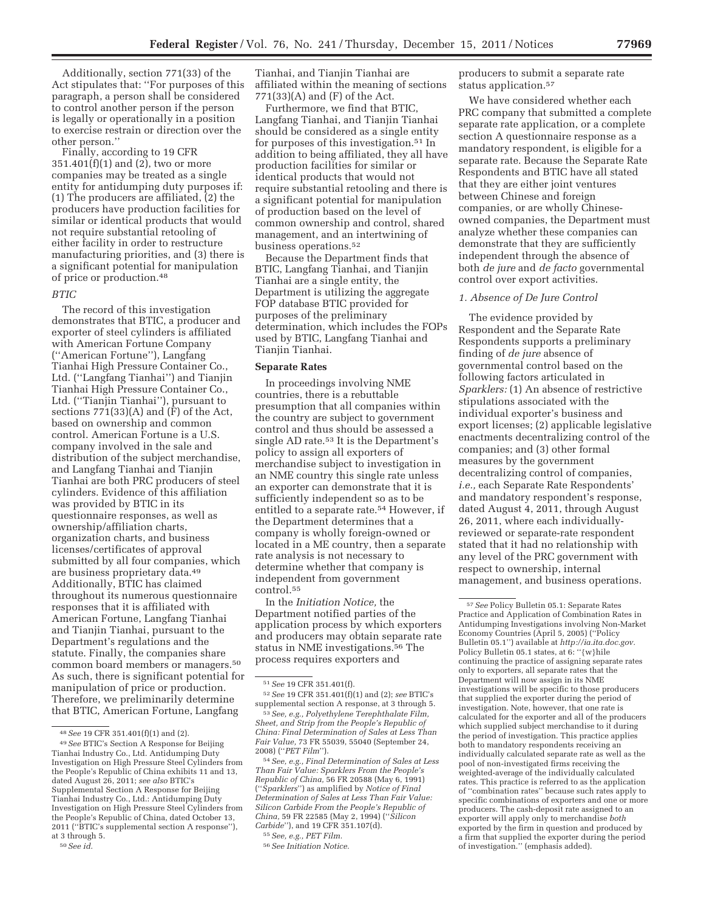Additionally, section 771(33) of the Act stipulates that: ''For purposes of this paragraph, a person shall be considered to control another person if the person is legally or operationally in a position to exercise restrain or direction over the other person.''

Finally, according to 19 CFR 351.401(f)(1) and (2), two or more companies may be treated as a single entity for antidumping duty purposes if: (1) The producers are affiliated, (2) the producers have production facilities for similar or identical products that would not require substantial retooling of either facility in order to restructure manufacturing priorities, and (3) there is a significant potential for manipulation of price or production.[48]

*BTIC*

The record of this investigation demonstrates that BTIC, a producer and exporter of steel cylinders is affiliated with American Fortune Company (''American Fortune''), Langfang Tianhai High Pressure Container Co., Ltd. (''Langfang Tianhai'') and Tianjin Tianhai High Pressure Container Co., Ltd. (''Tianjin Tianhai''), pursuant to sections 771(33)(A) and (F) of the Act, based on ownership and common control. American Fortune is a U.S. company involved in the sale and distribution of the subject merchandise, and Langfang Tianhai and Tianjin Tianhai are both PRC producers of steel cylinders. Evidence of this affiliation was provided by BTIC in its questionnaire responses, as well as ownership/affiliation charts, organization charts, and business licenses/certificates of approval submitted by all four companies, which are business proprietary data.[49] Additionally, BTIC has claimed throughout its numerous questionnaire responses that it is affiliated with American Fortune, Langfang Tianhai and Tianjin Tianhai, pursuant to the Department's regulations and the statute. Finally, the companies share common board members or managers.[50] As such, there is significant potential for manipulation of price or production. Therefore, we preliminarily determine that BTIC, American Fortune, Langfang Tianhai, and Tianjin Tianhai are affiliated within the meaning of sections 771(33)(A) and (F) of the Act.

Furthermore, we find that BTIC, Langfang Tianhai, and Tianjin Tianhai should be considered as a single entity for purposes of this investigation.[51] In addition to being affiliated, they all have production facilities for similar or identical products that would not require substantial retooling and there is a significant potential for manipulation of production based on the level of common ownership and control, shared management, and an intertwining of business operations.[52]

Because the Department finds that BTIC, Langfang Tianhai, and Tianjin Tianhai are a single entity, the Department is utilizing the aggregate FOP database BTIC provided for purposes of the preliminary determination, which includes the FOPs used by BTIC, Langfang Tianhai and Tianjin Tianhai.

## Separate Rates

In proceedings involving NME countries, there is a rebuttable presumption that all companies within the country are subject to government control and thus should be assessed a single AD rate.[53] It is the Department's policy to assign all exporters of merchandise subject to investigation in an NME country this single rate unless an exporter can demonstrate that it is sufficiently independent so as to be entitled to a separate rate.[54] However, if the Department determines that a company is wholly foreign-owned or located in a ME country, then a separate rate analysis is not necessary to determine whether that company is independent from government control.[55]

In the *Initiation Notice,* the Department notified parties of the application process by which exporters and producers may obtain separate rate status in NME investigations.[56] The process requires exporters and producers to submit a separate rate status application.[57]

We have considered whether each PRC company that submitted a complete separate rate application, or a complete section A questionnaire response as a mandatory respondent, is eligible for a separate rate. Because the Separate Rate Respondents and BTIC have all stated that they are either joint ventures between Chinese and foreign companies, or are wholly Chinese-owned companies, the Department must analyze whether these companies can demonstrate that they are sufficiently independent through the absence of both *de jure* and *de facto* governmental control over export activities.

### *1. Absence of De Jure Control*

The evidence provided by Respondent and the Separate Rate Respondents supports a preliminary finding of *de jure* absence of governmental control based on the following factors articulated in *Sparklers:* (1) An absence of restrictive stipulations associated with the individual exporter's business and export licenses; (2) applicable legislative enactments decentralizing control of the companies; and (3) other formal measures by the government decentralizing control of companies, *i.e.,* each Separate Rate Respondents' and mandatory respondent's response, dated August 4, 2011, through August 26, 2011, where each individually-reviewed or separate-rate respondent stated that it had no relationship with any level of the PRC government with respect to ownership, internal management, and business operations.

---

[48] *See* 19 CFR 351.401(f)(1) and (2).

[49] *See* BTIC's Section A Response for Beijing Tianhai Industry Co., Ltd. Antidumping Duty Investigation on High Pressure Steel Cylinders from the People's Republic of China exhibits 11 and 13, dated August 26, 2011; *see also* BTIC's Supplemental Section A Response for Beijing Tianhai Industry Co., Ltd.: Antidumping Duty Investigation on High Pressure Steel Cylinders from the People's Republic of China, dated October 13, 2011 (''BTIC's supplemental section A response''), at 3 through 5.

[50] *See id.*

[51] *See* 19 CFR 351.401(f).

[52] *See* 19 CFR 351.401(f)(1) and (2); *see* BTIC's supplemental section A response, at 3 through 5.

[53] *See, e.g., Polyethylene Terephthalate Film, Sheet, and Strip from the People's Republic of China: Final Determination of Sales at Less Than Fair Value,* 73 FR 55039, 55040 (September 24, 2008) (''*PET Film*'').

[54] *See, e.g., Final Determination of Sales at Less Than Fair Value: Sparklers From the People's Republic of China,* 56 FR 20588 (May 6, 1991) (''*Sparklers*'') as amplified by *Notice of Final Determination of Sales at Less Than Fair Value: Silicon Carbide From the People's Republic of China,* 59 FR 22585 (May 2, 1994) (''*Silicon Carbide*''), and 19 CFR 351.107(d).

[55] *See, e.g., PET Film.*

[56] *See Initiation Notice.*

[57] *See* Policy Bulletin 05.1: Separate Rates Practice and Application of Combination Rates in Antidumping Investigations involving Non-Market Economy Countries (April 5, 2005) (''Policy Bulletin 05.1'') available at *http://ia.ita.doc.gov.* Policy Bulletin 05.1 states, at 6: ''{w}hile continuing the practice of assigning separate rates only to exporters, all separate rates that the Department will now assign in its NME investigations will be specific to those producers that supplied the exporter during the period of investigation. Note, however, that one rate is calculated for the exporter and all of the producers which supplied subject merchandise to it during the period of investigation. This practice applies both to mandatory respondents receiving an individually calculated separate rate as well as the pool of non-investigated firms receiving the weighted-average of the individually calculated rates. This practice is referred to as the application of ''combination rates'' because such rates apply to specific combinations of exporters and one or more producers. The cash-deposit rate assigned to an exporter will apply only to merchandise *both* exported by the firm in question and produced by a firm that supplied the exporter during the period of investigation.'' (emphasis added).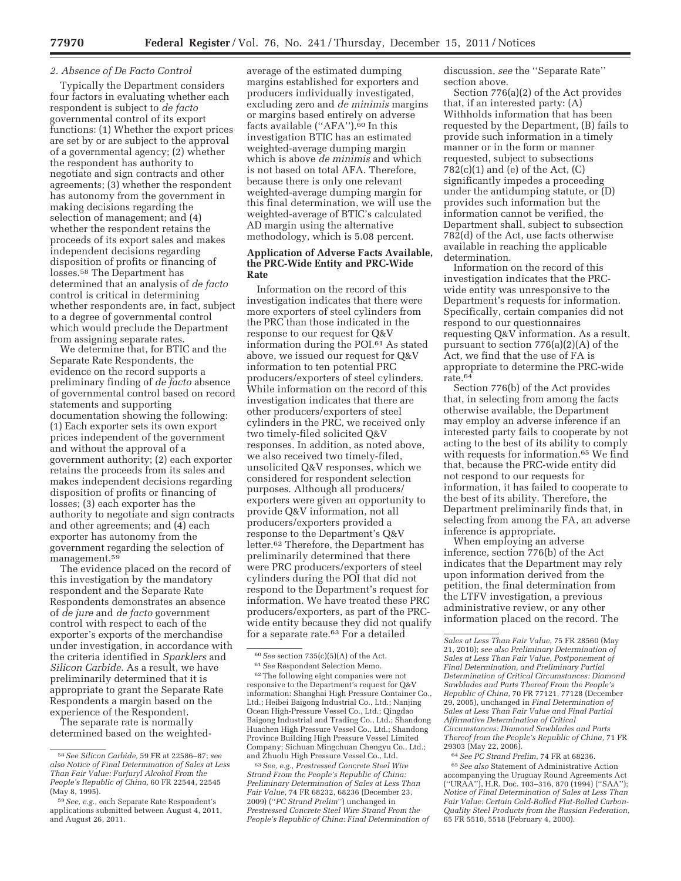*2. Absence of De Facto Control*

Typically the Department considers four factors in evaluating whether each respondent is subject to *de facto* governmental control of its export functions: (1) Whether the export prices are set by or are subject to the approval of a governmental agency; (2) whether the respondent has authority to negotiate and sign contracts and other agreements; (3) whether the respondent has autonomy from the government in making decisions regarding the selection of management; and (4) whether the respondent retains the proceeds of its export sales and makes independent decisions regarding disposition of profits or financing of losses.[58] The Department has determined that an analysis of *de facto* control is critical in determining whether respondents are, in fact, subject to a degree of governmental control which would preclude the Department from assigning separate rates.

We determine that, for BTIC and the Separate Rate Respondents, the evidence on the record supports a preliminary finding of *de facto* absence of governmental control based on record statements and supporting documentation showing the following: (1) Each exporter sets its own export prices independent of the government and without the approval of a government authority; (2) each exporter retains the proceeds from its sales and makes independent decisions regarding disposition of profits or financing of losses; (3) each exporter has the authority to negotiate and sign contracts and other agreements; and (4) each exporter has autonomy from the government regarding the selection of management.[59]

The evidence placed on the record of this investigation by the mandatory respondent and the Separate Rate Respondents demonstrates an absence of *de jure* and *de facto* government control with respect to each of the exporter's exports of the merchandise under investigation, in accordance with the criteria identified in *Sparklers* and *Silicon Carbide*. As a result, we have preliminarily determined that it is appropriate to grant the Separate Rate Respondents a margin based on the experience of the Respondent.

The separate rate is normally determined based on the weighted-average of the estimated dumping margins established for exporters and producers individually investigated, excluding zero and *de minimis* margins or margins based entirely on adverse facts available ("AFA").[60] In this investigation BTIC has an estimated weighted-average dumping margin which is above *de minimis* and which is not based on total AFA. Therefore, because there is only one relevant weighted-average dumping margin for this final determination, we will use the weighted-average of BTIC's calculated AD margin using the alternative methodology, which is 5.08 percent.

## Application of Adverse Facts Available, the PRC-Wide Entity and PRC-Wide Rate

Information on the record of this investigation indicates that there were more exporters of steel cylinders from the PRC than those indicated in the response to our request for Q&V information during the POI.[61] As stated above, we issued our request for Q&V information to ten potential PRC producers/exporters of steel cylinders. While information on the record of this investigation indicates that there are other producers/exporters of steel cylinders in the PRC, we received only two timely-filed solicited Q&V responses. In addition, as noted above, we also received two timely-filed, unsolicited Q&V responses, which we considered for respondent selection purposes. Although all producers/exporters were given an opportunity to provide Q&V information, not all producers/exporters provided a response to the Department's Q&V letter.[62] Therefore, the Department has preliminarily determined that there were PRC producers/exporters of steel cylinders during the POI that did not respond to the Department's request for information. We have treated these PRC producers/exporters, as part of the PRC-wide entity because they did not qualify for a separate rate.[63] For a detailed discussion, *see* the "Separate Rate" section above.

Section 776(a)(2) of the Act provides that, if an interested party: (A) Withholds information that has been requested by the Department, (B) fails to provide such information in a timely manner or in the form or manner requested, subject to subsections 782(c)(1) and (e) of the Act, (C) significantly impedes a proceeding under the antidumping statute, or (D) provides such information but the information cannot be verified, the Department shall, subject to subsection 782(d) of the Act, use facts otherwise available in reaching the applicable determination.

Information on the record of this investigation indicates that the PRC-wide entity was unresponsive to the Department's requests for information. Specifically, certain companies did not respond to our questionnaires requesting Q&V information. As a result, pursuant to section 776(a)(2)(A) of the Act, we find that the use of FA is appropriate to determine the PRC-wide rate.[64]

Section 776(b) of the Act provides that, in selecting from among the facts otherwise available, the Department may employ an adverse inference if an interested party fails to cooperate by not acting to the best of its ability to comply with requests for information.[65] We find that, because the PRC-wide entity did not respond to our requests for information, it has failed to cooperate to the best of its ability. Therefore, the Department preliminarily finds that, in selecting from among the FA, an adverse inference is appropriate.

When employing an adverse inference, section 776(b) of the Act indicates that the Department may rely upon information derived from the petition, the final determination from the LTFV investigation, a previous administrative review, or any other information placed on the record. The

---

[58] *See Silicon Carbide,* 59 FR at 22586–87; *see also Notice of Final Determination of Sales at Less Than Fair Value: Furfuryl Alcohol From the People's Republic of China,* 60 FR 22544, 22545 (May 8, 1995).

[59] *See, e.g.,* each Separate Rate Respondent's applications submitted between August 4, 2011, and August 26, 2011.

[60] *See* section 735(c)(5)(A) of the Act.

[61] *See* Respondent Selection Memo.

[62] The following eight companies were not responsive to the Department's request for Q&V information: Shanghai High Pressure Container Co., Ltd.; Heibei Baigong Industrial Co., Ltd.; Nanjing Ocean High-Pressure Vessel Co., Ltd.; Qingdao Baigong Industrial and Trading Co., Ltd.; Shandong Huachen High Pressure Vessel Co., Ltd.; Shandong Province Building High Pressure Vessel Limited Company; Sichuan Mingchuan Chengyu Co., Ltd.; and Zhuolu High Pressure Vessel Co., Ltd.

[63] *See, e.g., Prestressed Concrete Steel Wire Strand From the People's Republic of China: Preliminary Determination of Sales at Less Than Fair Value,* 74 FR 68232, 68236 (December 23, 2009) ("*PC Strand Prelim*") unchanged in *Prestressed Concrete Steel Wire Strand From the People's Republic of China: Final Determination of Sales at Less Than Fair Value,* 75 FR 28560 (May 21, 2010); *see also Preliminary Determination of Sales at Less Than Fair Value, Postponement of Final Determination, and Preliminary Partial Determination of Critical Circumstances: Diamond Sawblades and Parts Thereof From the People's Republic of China,* 70 FR 77121, 77128 (December 29, 2005), unchanged in *Final Determination of Sales at Less Than Fair Value and Final Partial Affirmative Determination of Critical Circumstances: Diamond Sawblades and Parts Thereof from the People's Republic of China,* 71 FR 29303 (May 22, 2006).

[64] *See PC Strand Prelim,* 74 FR at 68236.

[65] *See also* Statement of Administrative Action accompanying the Uruguay Round Agreements Act ("URAA"), H.R. Doc. 103–316, 870 (1994) ("SAA"); *Notice of Final Determination of Sales at Less Than Fair Value: Certain Cold-Rolled Flat-Rolled Carbon-Quality Steel Products from the Russian Federation,* 65 FR 5510, 5518 (February 4, 2000).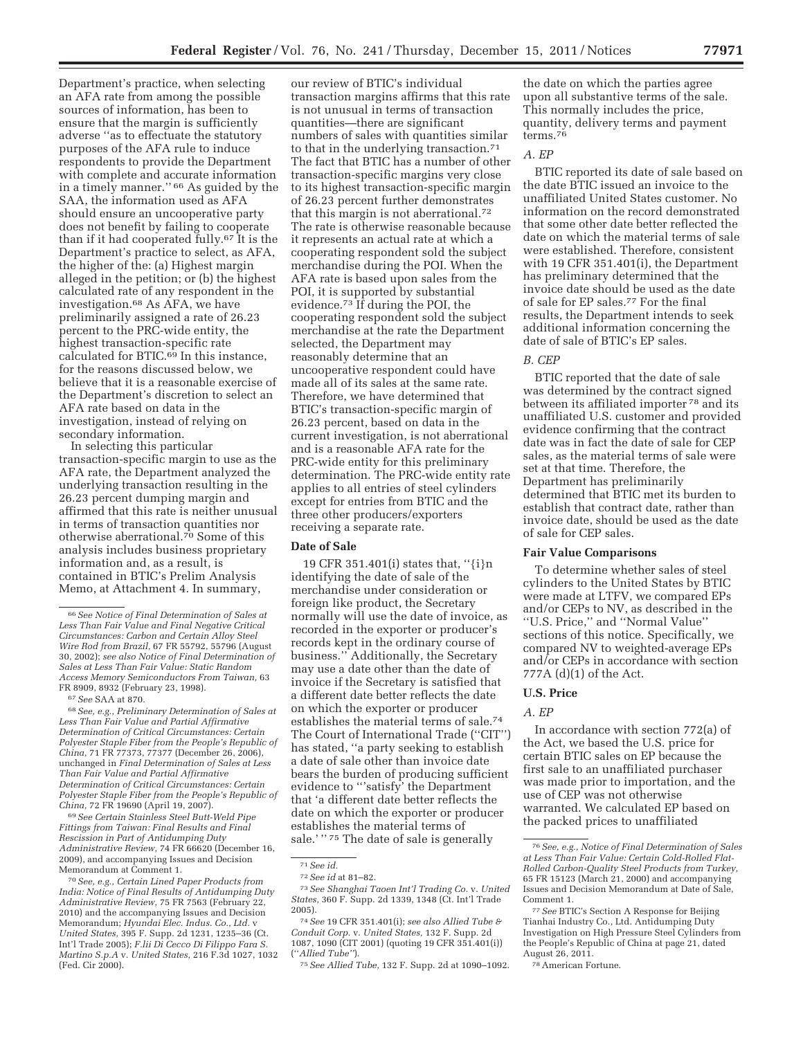Department's practice, when selecting an AFA rate from among the possible sources of information, has been to ensure that the margin is sufficiently adverse ''as to effectuate the statutory purposes of the AFA rule to induce respondents to provide the Department with complete and accurate information in a timely manner.'' [66] As guided by the SAA, the information used as AFA should ensure an uncooperative party does not benefit by failing to cooperate than if it had cooperated fully.[67] It is the Department's practice to select, as AFA, the higher of the: (a) Highest margin alleged in the petition; or (b) the highest calculated rate of any respondent in the investigation.[68] As AFA, we have preliminarily assigned a rate of 26.23 percent to the PRC-wide entity, the highest transaction-specific rate calculated for BTIC.[69] In this instance, for the reasons discussed below, we believe that it is a reasonable exercise of the Department's discretion to select an AFA rate based on data in the investigation, instead of relying on secondary information.

In selecting this particular transaction-specific margin to use as the AFA rate, the Department analyzed the underlying transaction resulting in the 26.23 percent dumping margin and affirmed that this rate is neither unusual in terms of transaction quantities nor otherwise aberrational.[70] Some of this analysis includes business proprietary information and, as a result, is contained in BTIC's Prelim Analysis Memo, at Attachment 4. In summary, our review of BTIC's individual transaction margins affirms that this rate is not unusual in terms of transaction quantities—there are significant numbers of sales with quantities similar to that in the underlying transaction.[71] The fact that BTIC has a number of other transaction-specific margins very close to its highest transaction-specific margin of 26.23 percent further demonstrates that this margin is not aberrational.[72] The rate is otherwise reasonable because it represents an actual rate at which a cooperating respondent sold the subject merchandise during the POI. When the AFA rate is based upon sales from the POI, it is supported by substantial evidence.[73] If during the POI, the cooperating respondent sold the subject merchandise at the rate the Department selected, the Department may reasonably determine that an uncooperative respondent could have made all of its sales at the same rate. Therefore, we have determined that BTIC's transaction-specific margin of 26.23 percent, based on data in the current investigation, is not aberrational and is a reasonable AFA rate for the PRC-wide entity for this preliminary determination. The PRC-wide entity rate applies to all entries of steel cylinders except for entries from BTIC and the three other producers/exporters receiving a separate rate.

## Date of Sale

19 CFR 351.401(i) states that, ''{i}n identifying the date of sale of the merchandise under consideration or foreign like product, the Secretary normally will use the date of invoice, as recorded in the exporter or producer's records kept in the ordinary course of business.'' Additionally, the Secretary may use a date other than the date of invoice if the Secretary is satisfied that a different date better reflects the date on which the exporter or producer establishes the material terms of sale.[74] The Court of International Trade (''CIT'') has stated, ''a party seeking to establish a date of sale other than invoice date bears the burden of producing sufficient evidence to '''satisfy' the Department that 'a different date better reflects the date on which the exporter or producer establishes the material terms of sale.' '' [75] The date of sale is generally the date on which the parties agree upon all substantive terms of the sale. This normally includes the price, quantity, delivery terms and payment terms.[76]

### A. EP

BTIC reported its date of sale based on the date BTIC issued an invoice to the unaffiliated United States customer. No information on the record demonstrated that some other date better reflected the date on which the material terms of sale were established. Therefore, consistent with 19 CFR 351.401(i), the Department has preliminary determined that the invoice date should be used as the date of sale for EP sales.[77] For the final results, the Department intends to seek additional information concerning the date of sale of BTIC's EP sales.

### B. CEP

BTIC reported that the date of sale was determined by the contract signed between its affiliated importer [78] and its unaffiliated U.S. customer and provided evidence confirming that the contract date was in fact the date of sale for CEP sales, as the material terms of sale were set at that time. Therefore, the Department has preliminarily determined that BTIC met its burden to establish that contract date, rather than invoice date, should be used as the date of sale for CEP sales.

## Fair Value Comparisons

To determine whether sales of steel cylinders to the United States by BTIC were made at LTFV, we compared EPs and/or CEPs to NV, as described in the ''U.S. Price,'' and ''Normal Value'' sections of this notice. Specifically, we compared NV to weighted-average EPs and/or CEPs in accordance with section 777A (d)(1) of the Act.

## U.S. Price

### A. EP

In accordance with section 772(a) of the Act, we based the U.S. price for certain BTIC sales on EP because the first sale to an unaffiliated purchaser was made prior to importation, and the use of CEP was not otherwise warranted. We calculated EP based on the packed prices to unaffiliated

---

[66] *See Notice of Final Determination of Sales at Less Than Fair Value and Final Negative Critical Circumstances: Carbon and Certain Alloy Steel Wire Rod from Brazil,* 67 FR 55792, 55796 (August 30, 2002); *see also Notice of Final Determination of Sales at Less Than Fair Value: Static Random Access Memory Semiconductors From Taiwan,* 63 FR 8909, 8932 (February 23, 1998).

[67] *See* SAA at 870.

[68] *See, e.g., Preliminary Determination of Sales at Less Than Fair Value and Partial Affirmative Determination of Critical Circumstances: Certain Polyester Staple Fiber from the People's Republic of China,* 71 FR 77373, 77377 (December 26, 2006), unchanged in *Final Determination of Sales at Less Than Fair Value and Partial Affirmative Determination of Critical Circumstances: Certain Polyester Staple Fiber from the People's Republic of China,* 72 FR 19690 (April 19, 2007).

[69] *See Certain Stainless Steel Butt-Weld Pipe Fittings from Taiwan: Final Results and Final Rescission in Part of Antidumping Duty Administrative Review,* 74 FR 66620 (December 16, 2009), and accompanying Issues and Decision Memorandum at Comment 1.

[70] *See, e.g., Certain Lined Paper Products from India: Notice of Final Results of Antidumping Duty Administrative Review,* 75 FR 7563 (February 22, 2010) and the accompanying Issues and Decision Memorandum; *Hyundai Elec. Indus. Co., Ltd.* v *United States,* 395 F. Supp. 2d 1231, 1235–36 (Ct. Int'l Trade 2005); *F.lii Di Cecco Di Filippo Fara S. Martino S.p.A* v. *United States,* 216 F.3d 1027, 1032 (Fed. Cir 2000).

[71] *See id.*

[72] *See id* at 81–82.

[73] *See Shanghai Taoen Int'l Trading Co.* v. *United States,* 360 F. Supp. 2d 1339, 1348 (Ct. Int'l Trade 2005).

[74] *See* 19 CFR 351.401(i); *see also Allied Tube & Conduit Corp.* v. *United States,* 132 F. Supp. 2d 1087, 1090 (CIT 2001) (quoting 19 CFR 351.401(i)) (''*Allied Tube*'').

[75] *See Allied Tube,* 132 F. Supp. 2d at 1090–1092.

[76] *See, e.g., Notice of Final Determination of Sales at Less Than Fair Value: Certain Cold-Rolled Flat-Rolled Carbon-Quality Steel Products from Turkey,* 65 FR 15123 (March 21, 2000) and accompanying Issues and Decision Memorandum at Date of Sale, Comment 1.

[77] *See* BTIC's Section A Response for Beijing Tianhai Industry Co., Ltd. Antidumping Duty Investigation on High Pressure Steel Cylinders from the People's Republic of China at page 21, dated August 26, 2011.

[78] American Fortune.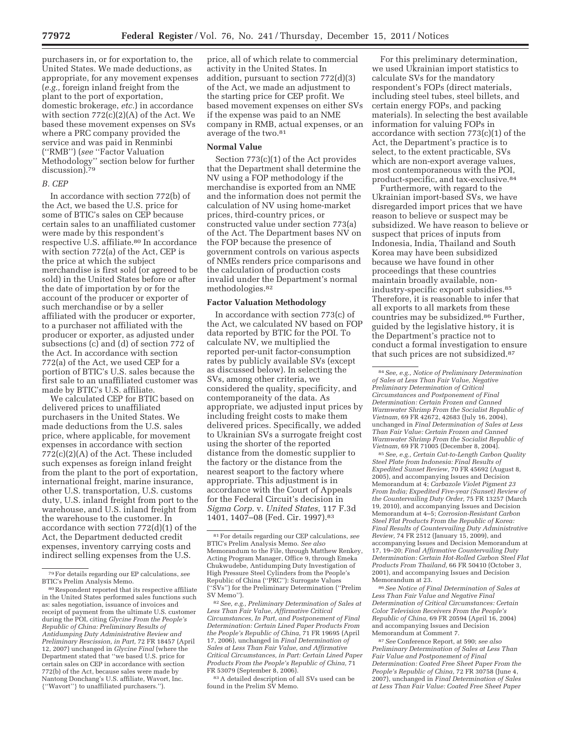purchasers in, or for exportation to, the United States. We made deductions, as appropriate, for any movement expenses (*e.g.,* foreign inland freight from the plant to the port of exportation, domestic brokerage, *etc.*) in accordance with section 772(c)(2)(A) of the Act. We based these movement expenses on SVs where a PRC company provided the service and was paid in Renminbi (''RMB'') (*see* ''Factor Valuation Methodology'' section below for further discussion).[79]

### *B. CEP*

In accordance with section 772(b) of the Act, we based the U.S. price for some of BTIC's sales on CEP because certain sales to an unaffiliated customer were made by this respondent's respective U.S. affiliate.[80] In accordance with section 772(a) of the Act, CEP is the price at which the subject merchandise is first sold (or agreed to be sold) in the United States before or after the date of importation by or for the account of the producer or exporter of such merchandise or by a seller affiliated with the producer or exporter, to a purchaser not affiliated with the producer or exporter, as adjusted under subsections (c) and (d) of section 772 of the Act. In accordance with section 772(a) of the Act, we used CEP for a portion of BTIC's U.S. sales because the first sale to an unaffiliated customer was made by BTIC's U.S. affiliate.

We calculated CEP for BTIC based on delivered prices to unaffiliated purchasers in the United States. We made deductions from the U.S. sales price, where applicable, for movement expenses in accordance with section 772(c)(2)(A) of the Act. These included such expenses as foreign inland freight from the plant to the port of exportation, international freight, marine insurance, other U.S. transportation, U.S. customs duty, U.S. inland freight from port to the warehouse, and U.S. inland freight from the warehouse to the customer. In accordance with section 772(d)(1) of the Act, the Department deducted credit expenses, inventory carrying costs and indirect selling expenses from the U.S. price, all of which relate to commercial activity in the United States. In addition, pursuant to section 772(d)(3) of the Act, we made an adjustment to the starting price for CEP profit. We based movement expenses on either SVs if the expense was paid to an NME company in RMB, actual expenses, or an average of the two.[81]

### Normal Value

Section 773(c)(1) of the Act provides that the Department shall determine the NV using a FOP methodology if the merchandise is exported from an NME and the information does not permit the calculation of NV using home-market prices, third-country prices, or constructed value under section 773(a) of the Act. The Department bases NV on the FOP because the presence of government controls on various aspects of NMEs renders price comparisons and the calculation of production costs invalid under the Department's normal methodologies.[82]

### Factor Valuation Methodology

In accordance with section 773(c) of the Act, we calculated NV based on FOP data reported by BTIC for the POI. To calculate NV, we multiplied the reported per-unit factor-consumption rates by publicly available SVs (except as discussed below). In selecting the SVs, among other criteria, we considered the quality, specificity, and contemporaneity of the data. As appropriate, we adjusted input prices by including freight costs to make them delivered prices. Specifically, we added to Ukrainian SVs a surrogate freight cost using the shorter of the reported distance from the domestic supplier to the factory or the distance from the nearest seaport to the factory where appropriate. This adjustment is in accordance with the Court of Appeals for the Federal Circuit's decision in *Sigma Corp.* v. *United States,* 117 F.3d 1401, 1407–08 (Fed. Cir. 1997).[83]

For this preliminary determination, we used Ukrainian import statistics to calculate SVs for the mandatory respondent's FOPs (direct materials, including steel tubes, steel billets, and certain energy FOPs, and packing materials). In selecting the best available information for valuing FOPs in accordance with section 773(c)(1) of the Act, the Department's practice is to select, to the extent practicable, SVs which are non-export average values, most contemporaneous with the POI, product-specific, and tax-exclusive.[84]

Furthermore, with regard to the Ukrainian import-based SVs, we have disregarded import prices that we have reason to believe or suspect may be subsidized. We have reason to believe or suspect that prices of inputs from Indonesia, India, Thailand and South Korea may have been subsidized because we have found in other proceedings that these countries maintain broadly available, non-industry-specific export subsidies.[85] Therefore, it is reasonable to infer that all exports to all markets from these countries may be subsidized.[86] Further, guided by the legislative history, it is the Department's practice not to conduct a formal investigation to ensure that such prices are not subsidized.[87]

---

[79] For details regarding our EP calculations, *see* BTIC's Prelim Analysis Memo.

[80] Respondent reported that its respective affiliate in the United States performed sales functions such as: sales negotiation, issuance of invoices and receipt of payment from the ultimate U.S. customer during the POI, citing *Glycine From the People's Republic of China: Preliminary Results of Antidumping Duty Administrative Review and Preliminary Rescission, in Part,* 72 FR 18457 (April 12, 2007) unchanged in *Glycine Final* (where the Department stated that ''we based U.S. price for certain sales on CEP in accordance with section 772(b) of the Act, because sales were made by Nantong Donchang's U.S. affiliate, Wavort, Inc. {''Wavort''} to unaffiliated purchasers.'').

[81] For details regarding our CEP calculations, *see* BTIC's Prelim Analysis Memo. *See also* Memorandum to the File, through Matthew Renkey, Acting Program Manager, Office 9, through Emeka Chukwudebe, Antidumping Duty Investigation of High Pressure Steel Cylinders from the People's Republic of China (''PRC''): Surrogate Values (''SVs'') for the Preliminary Determination (''Prelim SV Memo'').

[82] *See, e.g., Preliminary Determination of Sales at Less Than Fair Value, Affirmative Critical Circumstances, In Part, and Postponement of Final Determination: Certain Lined Paper Products From the People's Republic of China,* 71 FR 19695 (April 17, 2006), unchanged in *Final Determination of Sales at Less Than Fair Value, and Affirmative Critical Circumstances, in Part: Certain Lined Paper Products From the People's Republic of China,* 71 FR 53079 (September 8, 2006).

[83] A detailed description of all SVs used can be found in the Prelim SV Memo.

[84] *See, e.g., Notice of Preliminary Determination of Sales at Less Than Fair Value, Negative Preliminary Determination of Critical Circumstances and Postponement of Final Determination: Certain Frozen and Canned Warmwater Shrimp From the Socialist Republic of Vietnam,* 69 FR 42672, 42683 (July 16, 2004), unchanged in *Final Determination of Sales at Less Than Fair Value: Certain Frozen and Canned Warmwater Shrimp From the Socialist Republic of Vietnam,* 69 FR 71005 (December 8, 2004).

[85] *See, e.g., Certain Cut-to-Length Carbon Quality Steel Plate from Indonesia: Final Results of Expedited Sunset Review,* 70 FR 45692 (August 8, 2005), and accompanying Issues and Decision Memorandum at 4; *Carbazole Violet Pigment 23 From India; Expedited Five-year (Sunset) Review of the Countervailing Duty Order,* 75 FR 13257 (March 19, 2010), and accompanying Issues and Decision Memorandum at 4–5; *Corrosion-Resistant Carbon Steel Flat Products From the Republic of Korea: Final Results of Countervailing Duty Administrative Review,* 74 FR 2512 (January 15, 2009), and accompanying Issues and Decision Memorandum at 17, 19–20; *Final Affirmative Countervailing Duty Determination: Certain Hot-Rolled Carbon Steel Flat Products From Thailand,* 66 FR 50410 (October 3, 2001), and accompanying Issues and Decision Memorandum at 23.

[86] *See Notice of Final Determination of Sales at Less Than Fair Value and Negative Final Determination of Critical Circumstances: Certain Color Television Receivers From the People's Republic of China,* 69 FR 20594 (April 16, 2004) and accompanying Issues and Decision Memorandum at Comment 7.

[87] *See* Conference Report, at 590; *see also Preliminary Determination of Sales at Less Than Fair Value and Postponement of Final Determination: Coated Free Sheet Paper From the People's Republic of China,* 72 FR 30758 (June 4, 2007), unchanged in *Final Determination of Sales at Less Than Fair Value: Coated Free Sheet Paper*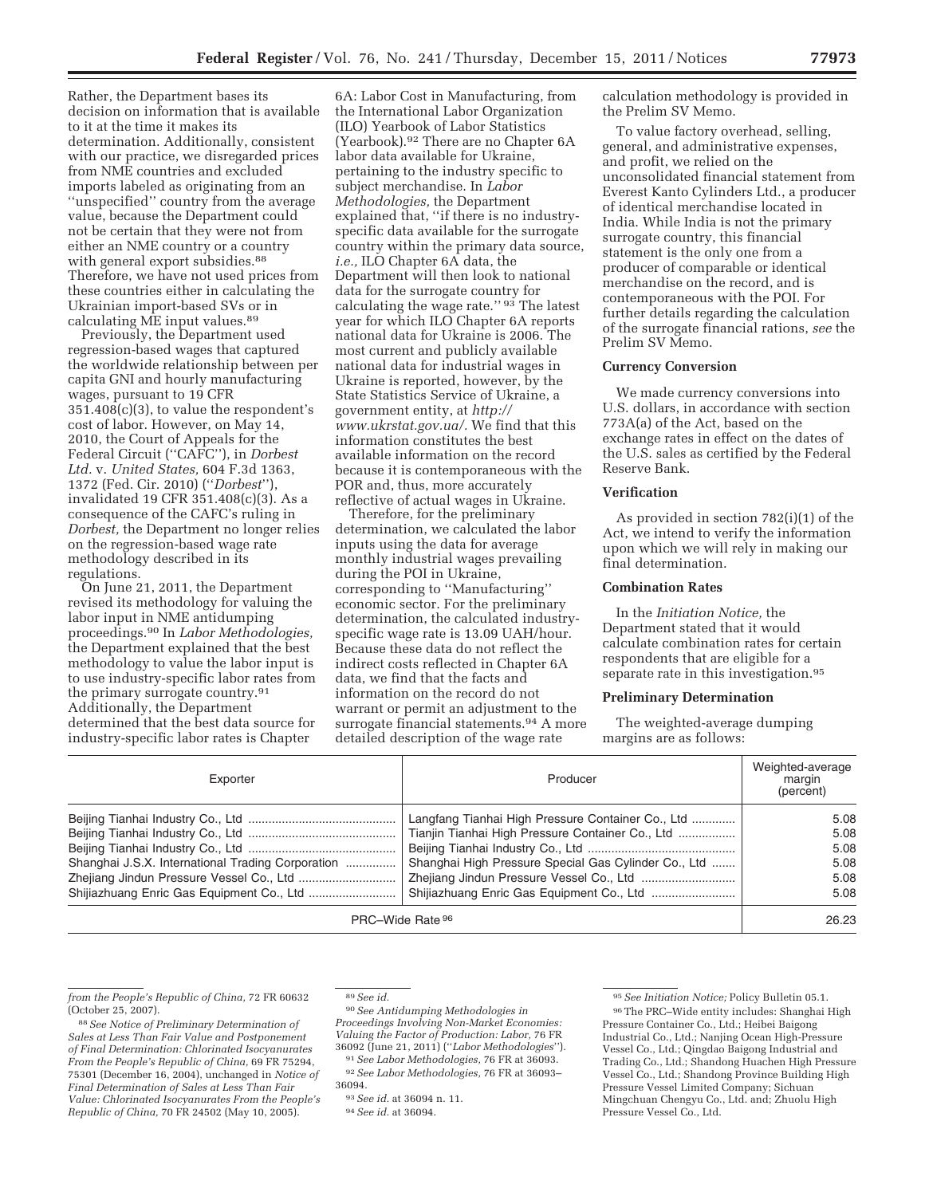Rather, the Department bases its decision on information that is available to it at the time it makes its determination. Additionally, consistent with our practice, we disregarded prices from NME countries and excluded imports labeled as originating from an ''unspecified'' country from the average value, because the Department could not be certain that they were not from either an NME country or a country with general export subsidies.[88] Therefore, we have not used prices from these countries either in calculating the Ukrainian import-based SVs or in calculating ME input values.[89]

Previously, the Department used regression-based wages that captured the worldwide relationship between per capita GNI and hourly manufacturing wages, pursuant to 19 CFR 351.408(c)(3), to value the respondent's cost of labor. However, on May 14, 2010, the Court of Appeals for the Federal Circuit (''CAFC''), in *Dorbest Ltd.* v. *United States,* 604 F.3d 1363, 1372 (Fed. Cir. 2010) (''*Dorbest*''), invalidated 19 CFR 351.408(c)(3). As a consequence of the CAFC's ruling in *Dorbest,* the Department no longer relies on the regression-based wage rate methodology described in its regulations.

On June 21, 2011, the Department revised its methodology for valuing the labor input in NME antidumping proceedings.[90] In *Labor Methodologies,* the Department explained that the best methodology to value the labor input is to use industry-specific labor rates from the primary surrogate country.[91] Additionally, the Department determined that the best data source for industry-specific labor rates is Chapter 6A: Labor Cost in Manufacturing, from the International Labor Organization (ILO) Yearbook of Labor Statistics (Yearbook).[92] There are no Chapter 6A labor data available for Ukraine, pertaining to the industry specific to subject merchandise. In *Labor Methodologies,* the Department explained that, ''if there is no industry-specific data available for the surrogate country within the primary data source, *i.e.,* ILO Chapter 6A data, the Department will then look to national data for the surrogate country for calculating the wage rate.'' [93] The latest year for which ILO Chapter 6A reports national data for Ukraine is 2006. The most current and publicly available national data for industrial wages in Ukraine is reported, however, by the State Statistics Service of Ukraine, a government entity, at *http://www.ukrstat.gov.ua/.* We find that this information constitutes the best available information on the record because it is contemporaneous with the POR and, thus, more accurately reflective of actual wages in Ukraine.

Therefore, for the preliminary determination, we calculated the labor inputs using the data for average monthly industrial wages prevailing during the POI in Ukraine, corresponding to ''Manufacturing'' economic sector. For the preliminary determination, the calculated industry-specific wage rate is 13.09 UAH/hour. Because these data do not reflect the indirect costs reflected in Chapter 6A data, we find that the facts and information on the record do not warrant or permit an adjustment to the surrogate financial statements.[94] A more detailed description of the wage rate calculation methodology is provided in the Prelim SV Memo.

To value factory overhead, selling, general, and administrative expenses, and profit, we relied on the unconsolidated financial statement from Everest Kanto Cylinders Ltd., a producer of identical merchandise located in India. While India is not the primary surrogate country, this financial statement is the only one from a producer of comparable or identical merchandise on the record, and is contemporaneous with the POI. For further details regarding the calculation of the surrogate financial rations, *see* the Prelim SV Memo.

## Currency Conversion

We made currency conversions into U.S. dollars, in accordance with section 773A(a) of the Act, based on the exchange rates in effect on the dates of the U.S. sales as certified by the Federal Reserve Bank.

## Verification

As provided in section 782(i)(1) of the Act, we intend to verify the information upon which we will rely in making our final determination.

## Combination Rates

In the *Initiation Notice,* the Department stated that it would calculate combination rates for certain respondents that are eligible for a separate rate in this investigation.[95]

## Preliminary Determination

The weighted-average dumping margins are as follows:

| Exporter | Producer | Weighted-average margin (percent) |
|---|---|---|
| Beijing Tianhai Industry Co., Ltd | Langfang Tianhai High Pressure Container Co., Ltd | 5.08 |
| Beijing Tianhai Industry Co., Ltd | Tianjin Tianhai High Pressure Container Co., Ltd | 5.08 |
| Beijing Tianhai Industry Co., Ltd | Beijing Tianhai Industry Co., Ltd | 5.08 |
| Shanghai J.S.X. International Trading Corporation | Shanghai High Pressure Special Gas Cylinder Co., Ltd | 5.08 |
| Zhejiang Jindun Pressure Vessel Co., Ltd | Zhejiang Jindun Pressure Vessel Co., Ltd | 5.08 |
| Shijiazhuang Enric Gas Equipment Co., Ltd | Shijiazhuang Enric Gas Equipment Co., Ltd | 5.08 |
| PRC–Wide Rate [96] | | 26.23 |

---

*from the People's Republic of China,* 72 FR 60632 (October 25, 2007).

[88] *See Notice of Preliminary Determination of Sales at Less Than Fair Value and Postponement of Final Determination: Chlorinated Isocyanurates From the People's Republic of China,* 69 FR 75294, 75301 (December 16, 2004), unchanged in *Notice of Final Determination of Sales at Less Than Fair Value: Chlorinated Isocyanurates From the People's Republic of China,* 70 FR 24502 (May 10, 2005).

[89] *See id.*

[90] *See Antidumping Methodologies in Proceedings Involving Non-Market Economies: Valuing the Factor of Production: Labor,* 76 FR 36092 (June 21, 2011) (''*Labor Methodologies*'').

[91] *See Labor Methodologies,* 76 FR at 36093.

[92] *See Labor Methodologies,* 76 FR at 36093–36094.

[93] *See id.* at 36094 n. 11.

[94] *See id.* at 36094.

[95] *See Initiation Notice;* Policy Bulletin 05.1.

[96] The PRC–Wide entity includes: Shanghai High Pressure Container Co., Ltd.; Heibei Baigong Industrial Co., Ltd.; Nanjing Ocean High-Pressure Vessel Co., Ltd.; Qingdao Baigong Industrial and Trading Co., Ltd.; Shandong Huachen High Pressure Vessel Co., Ltd.; Shandong Province Building High Pressure Vessel Limited Company; Sichuan Mingchuan Chengyu Co., Ltd. and; Zhuolu High Pressure Vessel Co., Ltd.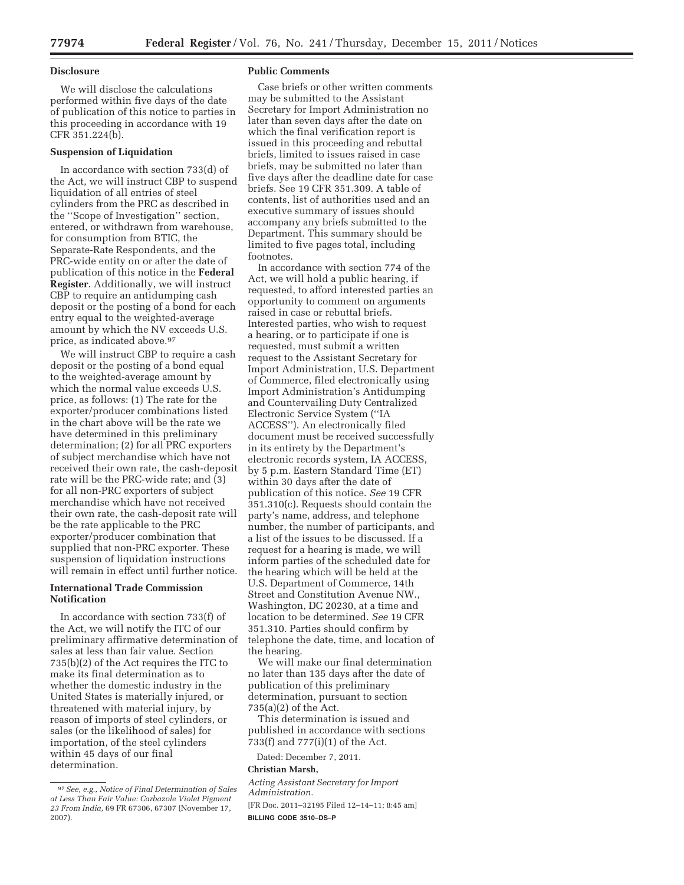## Disclosure

We will disclose the calculations performed within five days of the date of publication of this notice to parties in this proceeding in accordance with 19 CFR 351.224(b).

## Suspension of Liquidation

In accordance with section 733(d) of the Act, we will instruct CBP to suspend liquidation of all entries of steel cylinders from the PRC as described in the ''Scope of Investigation'' section, entered, or withdrawn from warehouse, for consumption from BTIC, the Separate-Rate Respondents, and the PRC-wide entity on or after the date of publication of this notice in the **Federal Register**. Additionally, we will instruct CBP to require an antidumping cash deposit or the posting of a bond for each entry equal to the weighted-average amount by which the NV exceeds U.S. price, as indicated above.[97]

We will instruct CBP to require a cash deposit or the posting of a bond equal to the weighted-average amount by which the normal value exceeds U.S. price, as follows: (1) The rate for the exporter/producer combinations listed in the chart above will be the rate we have determined in this preliminary determination; (2) for all PRC exporters of subject merchandise which have not received their own rate, the cash-deposit rate will be the PRC-wide rate; and (3) for all non-PRC exporters of subject merchandise which have not received their own rate, the cash-deposit rate will be the rate applicable to the PRC exporter/producer combination that supplied that non-PRC exporter. These suspension of liquidation instructions will remain in effect until further notice.

## International Trade Commission Notification

In accordance with section 733(f) of the Act, we will notify the ITC of our preliminary affirmative determination of sales at less than fair value. Section 735(b)(2) of the Act requires the ITC to make its final determination as to whether the domestic industry in the United States is materially injured, or threatened with material injury, by reason of imports of steel cylinders, or sales (or the likelihood of sales) for importation, of the steel cylinders within 45 days of our final determination.

## Public Comments

Case briefs or other written comments may be submitted to the Assistant Secretary for Import Administration no later than seven days after the date on which the final verification report is issued in this proceeding and rebuttal briefs, limited to issues raised in case briefs, may be submitted no later than five days after the deadline date for case briefs. See 19 CFR 351.309. A table of contents, list of authorities used and an executive summary of issues should accompany any briefs submitted to the Department. This summary should be limited to five pages total, including footnotes.

In accordance with section 774 of the Act, we will hold a public hearing, if requested, to afford interested parties an opportunity to comment on arguments raised in case or rebuttal briefs. Interested parties, who wish to request a hearing, or to participate if one is requested, must submit a written request to the Assistant Secretary for Import Administration, U.S. Department of Commerce, filed electronically using Import Administration's Antidumping and Countervailing Duty Centralized Electronic Service System (''IA ACCESS''). An electronically filed document must be received successfully in its entirety by the Department's electronic records system, IA ACCESS, by 5 p.m. Eastern Standard Time (ET) within 30 days after the date of publication of this notice. *See* 19 CFR 351.310(c). Requests should contain the party's name, address, and telephone number, the number of participants, and a list of the issues to be discussed. If a request for a hearing is made, we will inform parties of the scheduled date for the hearing which will be held at the U.S. Department of Commerce, 14th Street and Constitution Avenue NW., Washington, DC 20230, at a time and location to be determined. *See* 19 CFR 351.310. Parties should confirm by telephone the date, time, and location of the hearing.

We will make our final determination no later than 135 days after the date of publication of this preliminary determination, pursuant to section 735(a)(2) of the Act.

This determination is issued and published in accordance with sections 733(f) and 777(i)(1) of the Act.

Dated: December 7, 2011.

**Christian Marsh,**

*Acting Assistant Secretary for Import Administration.*

[FR Doc. 2011–32195 Filed 12–14–11; 8:45 am]

**BILLING CODE 3510–DS–P**

---

[97] *See, e.g., Notice of Final Determination of Sales at Less Than Fair Value: Carbazole Violet Pigment 23 From India,* 69 FR 67306, 67307 (November 17, 2007).